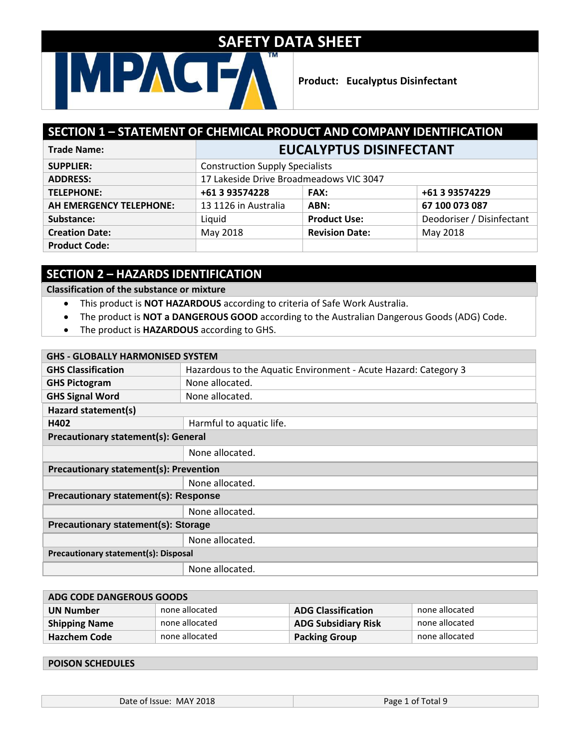# SAFETY DATA SHEET

**Product: Eucalyptus Disinfectant**

## SECTION 1 – STATEMENT OF CHEMICAL PRODUCT AND COMPANY IDENTIFICATION

| | | | |
|---|---|---|---|
| **Trade Name:** | **EUCALYPTUS DISINFECTANT** | | |
| **SUPPLIER:** | Construction Supply Specialists | | |
| **ADDRESS:** | 17 Lakeside Drive Broadmeadows VIC 3047 | | |
| **TELEPHONE:** | **+61 3 93574228** | **FAX:** | **+61 3 93574229** |
| **AH EMERGENCY TELEPHONE:** | 13 1126 in Australia | **ABN:** | **67 100 073 087** |
| **Substance:** | Liquid | **Product Use:** | Deodoriser / Disinfectant |
| **Creation Date:** | May 2018 | **Revision Date:** | May 2018 |
| **Product Code:** | | | |

## SECTION 2 – HAZARDS IDENTIFICATION

**Classification of the substance or mixture**

- This product is **NOT HAZARDOUS** according to criteria of Safe Work Australia.
- The product is **NOT a DANGEROUS GOOD** according to the Australian Dangerous Goods (ADG) Code.
- The product is **HAZARDOUS** according to GHS.

| **GHS - GLOBALLY HARMONISED SYSTEM** | |
|---|---|
| **GHS Classification** | Hazardous to the Aquatic Environment - Acute Hazard: Category 3 |
| **GHS Pictogram** | None allocated. |
| **GHS Signal Word** | None allocated. |
| **Hazard statement(s)** | |
| **H402** | Harmful to aquatic life. |
| **Precautionary statement(s): General** | |
| | None allocated. |
| **Precautionary statement(s): Prevention** | |
| | None allocated. |
| **Precautionary statement(s): Response** | |
| | None allocated. |
| **Precautionary statement(s): Storage** | |
| | None allocated. |
| **Precautionary statement(s): Disposal** | |
| | None allocated. |

| **ADG CODE DANGEROUS GOODS** | | | |
|---|---|---|---|
| **UN Number** | none allocated | **ADG Classification** | none allocated |
| **Shipping Name** | none allocated | **ADG Subsidiary Risk** | none allocated |
| **Hazchem Code** | none allocated | **Packing Group** | none allocated |

**POISON SCHEDULES**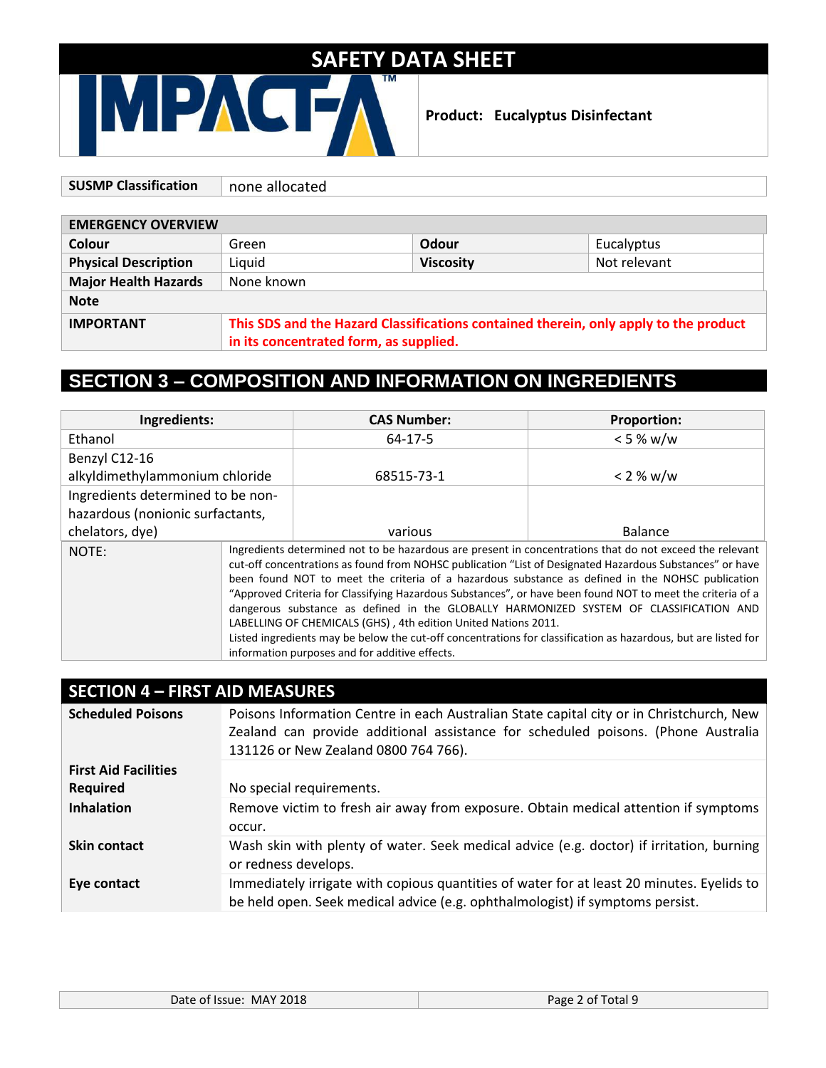# SAFETY DATA SHEET

**Product: Eucalyptus Disinfectant**

| SUSMP Classification | none allocated |
|---|---|

| EMERGENCY OVERVIEW | | | |
|---|---|---|---|
| **Colour** | Green | **Odour** | Eucalyptus |
| **Physical Description** | Liquid | **Viscosity** | Not relevant |
| **Major Health Hazards** | None known | | |
| **Note** | | | |
| **IMPORTANT** | **This SDS and the Hazard Classifications contained therein, only apply to the product in its concentrated form, as supplied.** | | |

## SECTION 3 – COMPOSITION AND INFORMATION ON INGREDIENTS

| Ingredients: | CAS Number: | Proportion: |
|---|---|---|
| Ethanol | 64-17-5 | < 5 % w/w |
| Benzyl C12-16 alkyldimethylammonium chloride | 68515-73-1 | < 2 % w/w |
| Ingredients determined to be non-hazardous (nonionic surfactants, chelators, dye) | various | Balance |

NOTE: Ingredients determined not to be hazardous are present in concentrations that do not exceed the relevant cut-off concentrations as found from NOHSC publication "List of Designated Hazardous Substances" or have been found NOT to meet the criteria of a hazardous substance as defined in the NOHSC publication "Approved Criteria for Classifying Hazardous Substances", or have been found NOT to meet the criteria of a dangerous substance as defined in the GLOBALLY HARMONIZED SYSTEM OF CLASSIFICATION AND LABELLING OF CHEMICALS (GHS) , 4th edition United Nations 2011.
Listed ingredients may be below the cut-off concentrations for classification as hazardous, but are listed for information purposes and for additive effects.

## SECTION 4 – FIRST AID MEASURES

| | |
|---|---|
| **Scheduled Poisons** | Poisons Information Centre in each Australian State capital city or in Christchurch, New Zealand can provide additional assistance for scheduled poisons. (Phone Australia 131126 or New Zealand 0800 764 766). |
| **First Aid Facilities Required** | No special requirements. |
| **Inhalation** | Remove victim to fresh air away from exposure. Obtain medical attention if symptoms occur. |
| **Skin contact** | Wash skin with plenty of water. Seek medical advice (e.g. doctor) if irritation, burning or redness develops. |
| **Eye contact** | Immediately irrigate with copious quantities of water for at least 20 minutes. Eyelids to be held open. Seek medical advice (e.g. ophthalmologist) if symptoms persist. |

Date of Issue: MAY 2018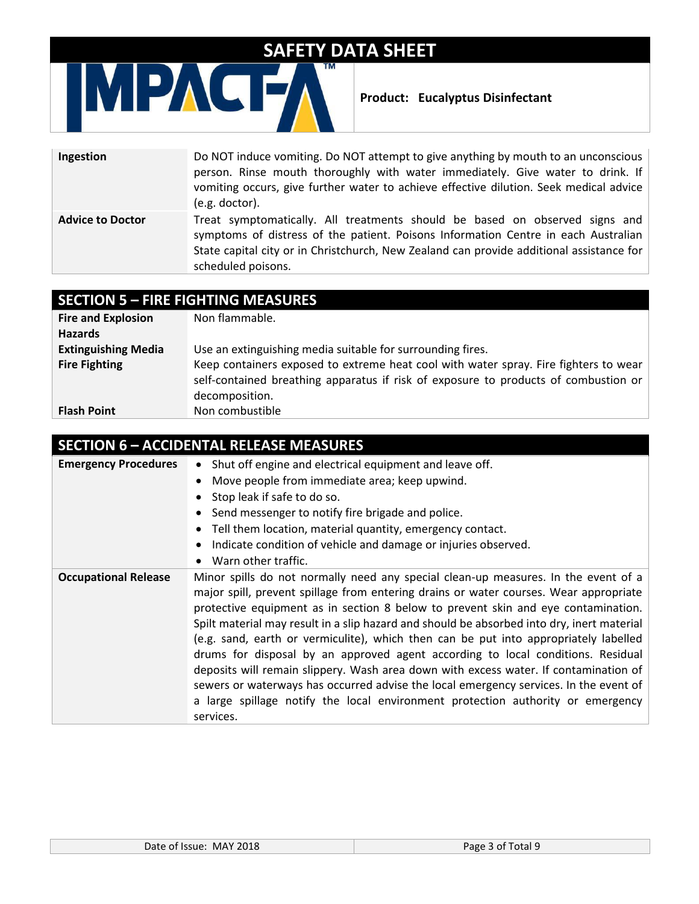| | |
|---|---|
| **Ingestion** | Do NOT induce vomiting. Do NOT attempt to give anything by mouth to an unconscious person. Rinse mouth thoroughly with water immediately. Give water to drink. If vomiting occurs, give further water to achieve effective dilution. Seek medical advice (e.g. doctor). |
| **Advice to Doctor** | Treat symptomatically. All treatments should be based on observed signs and symptoms of distress of the patient. Poisons Information Centre in each Australian State capital city or in Christchurch, New Zealand can provide additional assistance for scheduled poisons. |

## SECTION 5 – FIRE FIGHTING MEASURES

| | |
|---|---|
| **Fire and Explosion Hazards** | Non flammable. |
| **Extinguishing Media** | Use an extinguishing media suitable for surrounding fires. |
| **Fire Fighting** | Keep containers exposed to extreme heat cool with water spray. Fire fighters to wear self-contained breathing apparatus if risk of exposure to products of combustion or decomposition. |
| **Flash Point** | Non combustible |

## SECTION 6 – ACCIDENTAL RELEASE MEASURES

| | |
|---|---|
| **Emergency Procedures** | • Shut off engine and electrical equipment and leave off.<br>• Move people from immediate area; keep upwind.<br>• Stop leak if safe to do so.<br>• Send messenger to notify fire brigade and police.<br>• Tell them location, material quantity, emergency contact.<br>• Indicate condition of vehicle and damage or injuries observed.<br>• Warn other traffic. |
| **Occupational Release** | Minor spills do not normally need any special clean-up measures. In the event of a major spill, prevent spillage from entering drains or water courses. Wear appropriate protective equipment as in section 8 below to prevent skin and eye contamination. Spilt material may result in a slip hazard and should be absorbed into dry, inert material (e.g. sand, earth or vermiculite), which then can be put into appropriately labelled drums for disposal by an approved agent according to local conditions. Residual deposits will remain slippery. Wash area down with excess water. If contamination of sewers or waterways has occurred advise the local emergency services. In the event of a large spillage notify the local environment protection authority or emergency services. |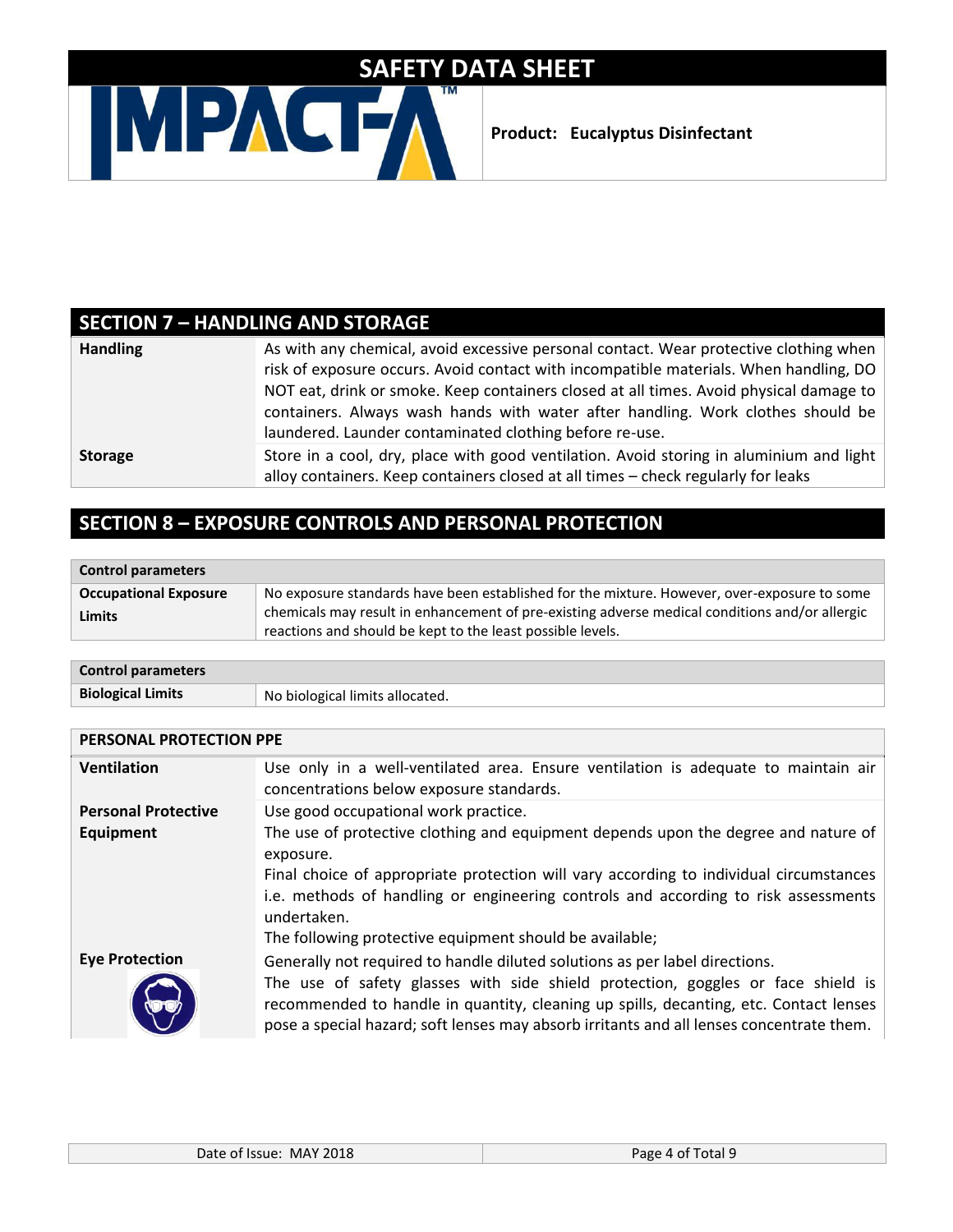SAFETY DATA SHEET

**Product: Eucalyptus Disinfectant**

## SECTION 7 – HANDLING AND STORAGE

| | |
|---|---|
| **Handling** | As with any chemical, avoid excessive personal contact. Wear protective clothing when risk of exposure occurs. Avoid contact with incompatible materials. When handling, DO NOT eat, drink or smoke. Keep containers closed at all times. Avoid physical damage to containers. Always wash hands with water after handling. Work clothes should be laundered. Launder contaminated clothing before re-use. |
| **Storage** | Store in a cool, dry, place with good ventilation. Avoid storing in aluminium and light alloy containers. Keep containers closed at all times – check regularly for leaks |

## SECTION 8 – EXPOSURE CONTROLS AND PERSONAL PROTECTION

| **Control parameters** | |
|---|---|
| **Occupational Exposure Limits** | No exposure standards have been established for the mixture. However, over-exposure to some chemicals may result in enhancement of pre-existing adverse medical conditions and/or allergic reactions and should be kept to the least possible levels. |

| **Control parameters** | |
|---|---|
| **Biological Limits** | No biological limits allocated. |

| **PERSONAL PROTECTION PPE** | |
|---|---|
| **Ventilation** | Use only in a well-ventilated area. Ensure ventilation is adequate to maintain air concentrations below exposure standards. |
| **Personal Protective Equipment** | Use good occupational work practice.<br>The use of protective clothing and equipment depends upon the degree and nature of exposure.<br>Final choice of appropriate protection will vary according to individual circumstances i.e. methods of handling or engineering controls and according to risk assessments undertaken.<br>The following protective equipment should be available; |
| **Eye Protection** | Generally not required to handle diluted solutions as per label directions.<br>The use of safety glasses with side shield protection, goggles or face shield is recommended to handle in quantity, cleaning up spills, decanting, etc. Contact lenses pose a special hazard; soft lenses may absorb irritants and all lenses concentrate them. |

Date of Issue: MAY 2018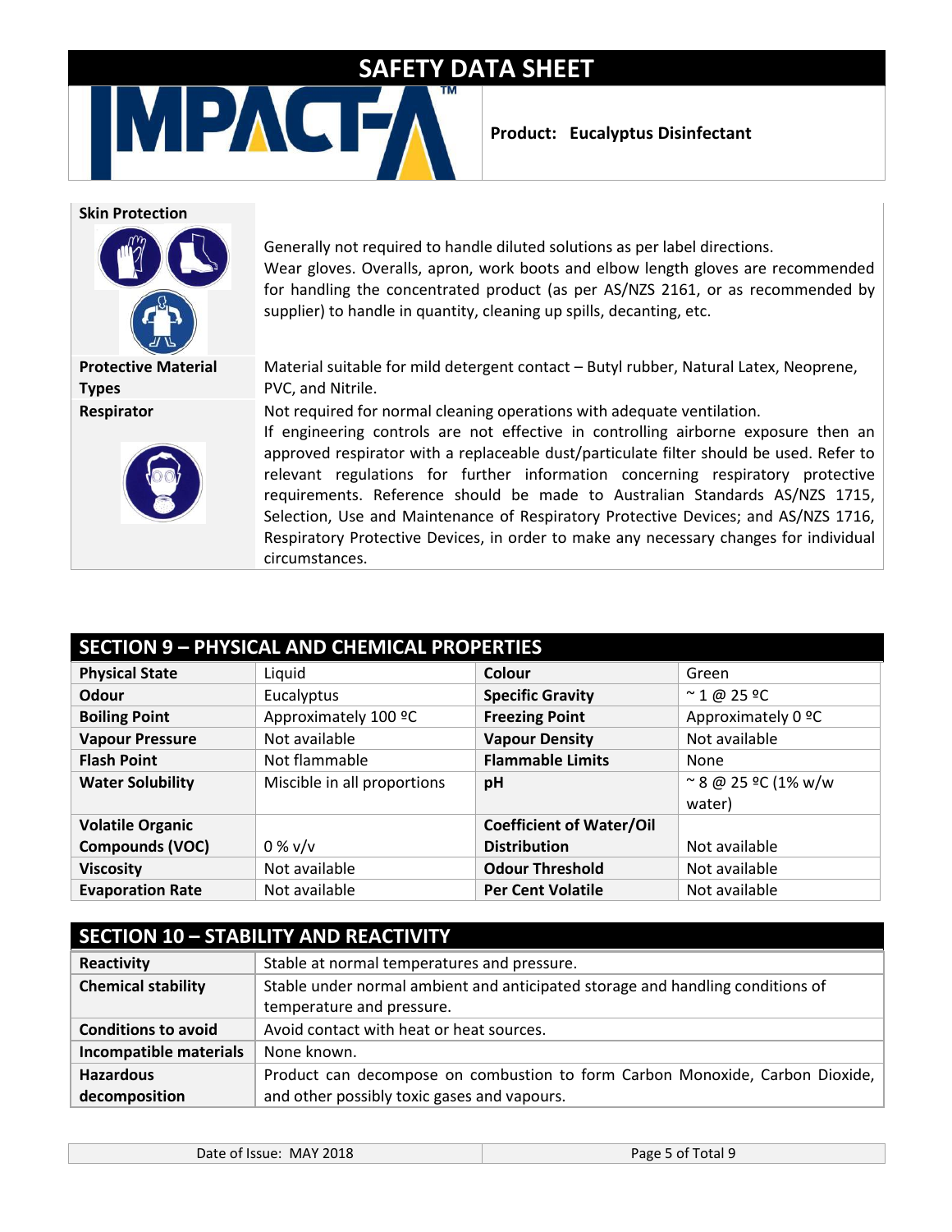| | |
|---|---|
| **Skin Protection** | Generally not required to handle diluted solutions as per label directions. Wear gloves. Overalls, apron, work boots and elbow length gloves are recommended for handling the concentrated product (as per AS/NZS 2161, or as recommended by supplier) to handle in quantity, cleaning up spills, decanting, etc. |
| **Protective Material Types** | Material suitable for mild detergent contact – Butyl rubber, Natural Latex, Neoprene, PVC, and Nitrile. |
| **Respirator** | Not required for normal cleaning operations with adequate ventilation. If engineering controls are not effective in controlling airborne exposure then an approved respirator with a replaceable dust/particulate filter should be used. Refer to relevant regulations for further information concerning respiratory protective requirements. Reference should be made to Australian Standards AS/NZS 1715, Selection, Use and Maintenance of Respiratory Protective Devices; and AS/NZS 1716, Respiratory Protective Devices, in order to make any necessary changes for individual circumstances. |

## SECTION 9 – PHYSICAL AND CHEMICAL PROPERTIES

| | | | |
|---|---|---|---|
| **Physical State** | Liquid | **Colour** | Green |
| **Odour** | Eucalyptus | **Specific Gravity** | ~ 1 @ 25 ºC |
| **Boiling Point** | Approximately 100 ºC | **Freezing Point** | Approximately 0 ºC |
| **Vapour Pressure** | Not available | **Vapour Density** | Not available |
| **Flash Point** | Not flammable | **Flammable Limits** | None |
| **Water Solubility** | Miscible in all proportions | **pH** | ~ 8 @ 25 ºC (1% w/w water) |
| **Volatile Organic Compounds (VOC)** | 0 % v/v | **Coefficient of Water/Oil Distribution** | Not available |
| **Viscosity** | Not available | **Odour Threshold** | Not available |
| **Evaporation Rate** | Not available | **Per Cent Volatile** | Not available |

## SECTION 10 – STABILITY AND REACTIVITY

| | |
|---|---|
| **Reactivity** | Stable at normal temperatures and pressure. |
| **Chemical stability** | Stable under normal ambient and anticipated storage and handling conditions of temperature and pressure. |
| **Conditions to avoid** | Avoid contact with heat or heat sources. |
| **Incompatible materials** | None known. |
| **Hazardous decomposition** | Product can decompose on combustion to form Carbon Monoxide, Carbon Dioxide, and other possibly toxic gases and vapours. |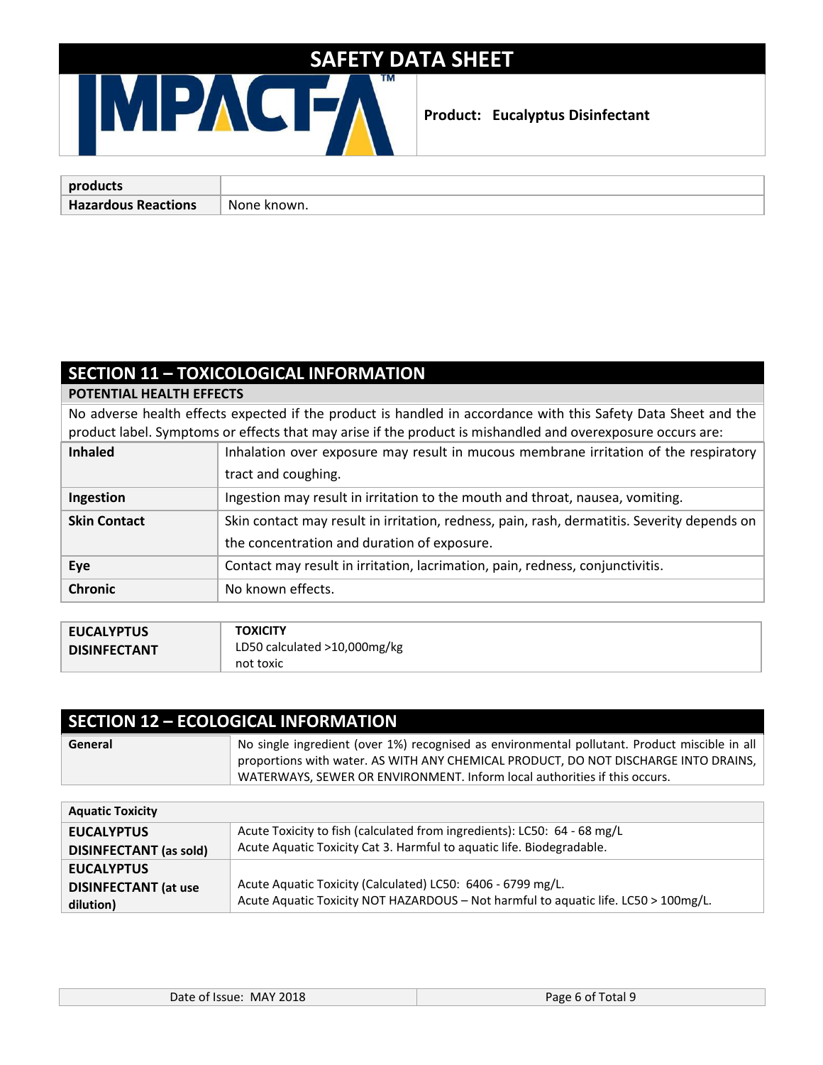| products | |
|---|---|
| **Hazardous Reactions** | None known. |

## SECTION 11 – TOXICOLOGICAL INFORMATION

**POTENTIAL HEALTH EFFECTS**

No adverse health effects expected if the product is handled in accordance with this Safety Data Sheet and the product label. Symptoms or effects that may arise if the product is mishandled and overexposure occurs are:

| | |
|---|---|
| **Inhaled** | Inhalation over exposure may result in mucous membrane irritation of the respiratory tract and coughing. |
| **Ingestion** | Ingestion may result in irritation to the mouth and throat, nausea, vomiting. |
| **Skin Contact** | Skin contact may result in irritation, redness, pain, rash, dermatitis. Severity depends on the concentration and duration of exposure. |
| **Eye** | Contact may result in irritation, lacrimation, pain, redness, conjunctivitis. |
| **Chronic** | No known effects. |

| | |
|---|---|
| **EUCALYPTUS DISINFECTANT** | **TOXICITY**<br>LD50 calculated >10,000mg/kg<br>not toxic |

## SECTION 12 – ECOLOGICAL INFORMATION

| | |
|---|---|
| **General** | No single ingredient (over 1%) recognised as environmental pollutant. Product miscible in all proportions with water. AS WITH ANY CHEMICAL PRODUCT, DO NOT DISCHARGE INTO DRAINS, WATERWAYS, SEWER OR ENVIRONMENT. Inform local authorities if this occurs. |

| **Aquatic Toxicity** | |
|---|---|
| **EUCALYPTUS DISINFECTANT (as sold)** | Acute Toxicity to fish (calculated from ingredients): LC50: 64 - 68 mg/L<br>Acute Aquatic Toxicity Cat 3. Harmful to aquatic life. Biodegradable. |
| **EUCALYPTUS DISINFECTANT (at use dilution)** | Acute Aquatic Toxicity (Calculated) LC50: 6406 - 6799 mg/L.<br>Acute Aquatic Toxicity NOT HAZARDOUS – Not harmful to aquatic life. LC50 > 100mg/L. |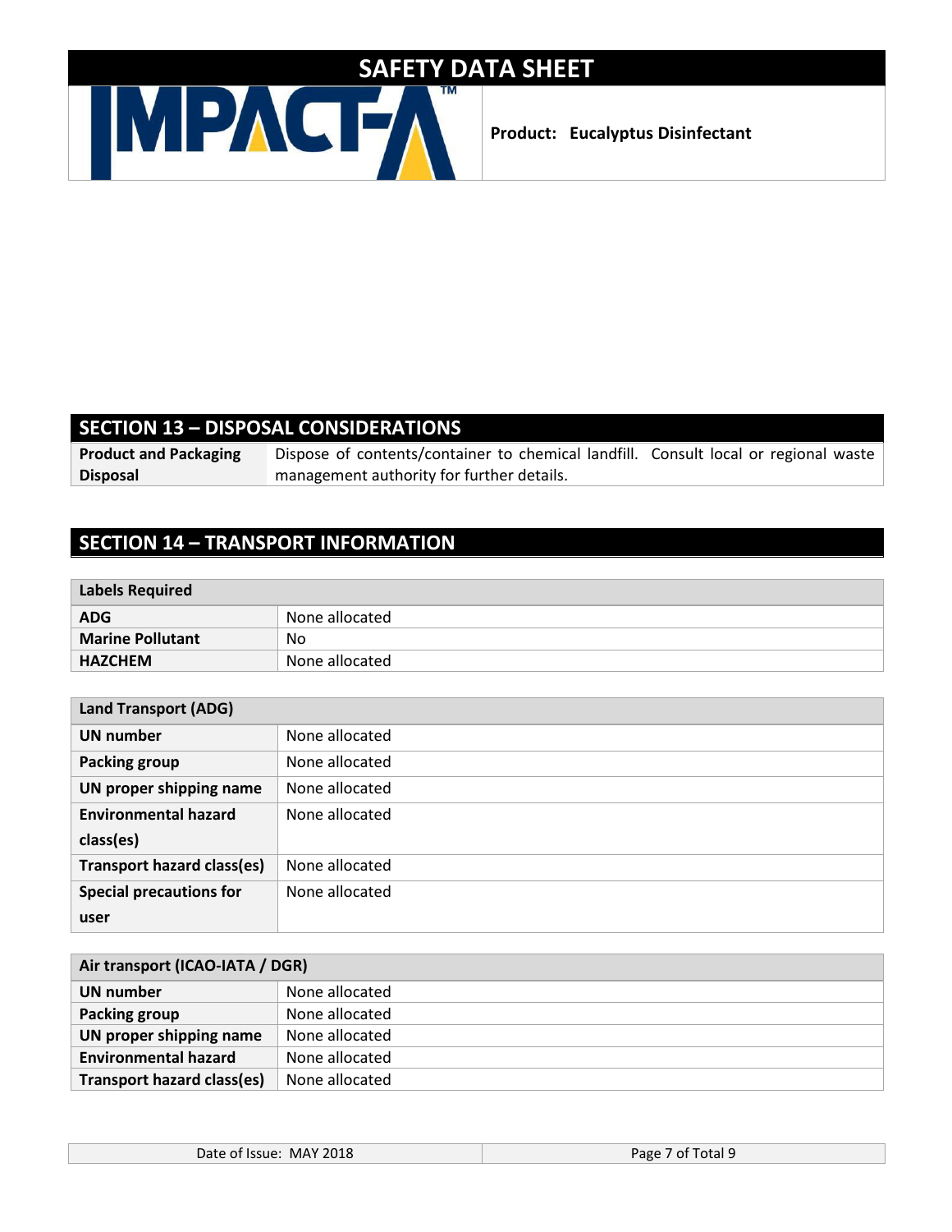## SECTION 13 – DISPOSAL CONSIDERATIONS

| | |
|---|---|
| **Product and Packaging Disposal** | Dispose of contents/container to chemical landfill. Consult local or regional waste management authority for further details. |

## SECTION 14 – TRANSPORT INFORMATION

| **Labels Required** | |
|---|---|
| **ADG** | None allocated |
| **Marine Pollutant** | No |
| **HAZCHEM** | None allocated |

| **Land Transport (ADG)** | |
|---|---|
| **UN number** | None allocated |
| **Packing group** | None allocated |
| **UN proper shipping name** | None allocated |
| **Environmental hazard class(es)** | None allocated |
| **Transport hazard class(es)** | None allocated |
| **Special precautions for user** | None allocated |

| **Air transport (ICAO-IATA / DGR)** | |
|---|---|
| **UN number** | None allocated |
| **Packing group** | None allocated |
| **UN proper shipping name** | None allocated |
| **Environmental hazard** | None allocated |
| **Transport hazard class(es)** | None allocated |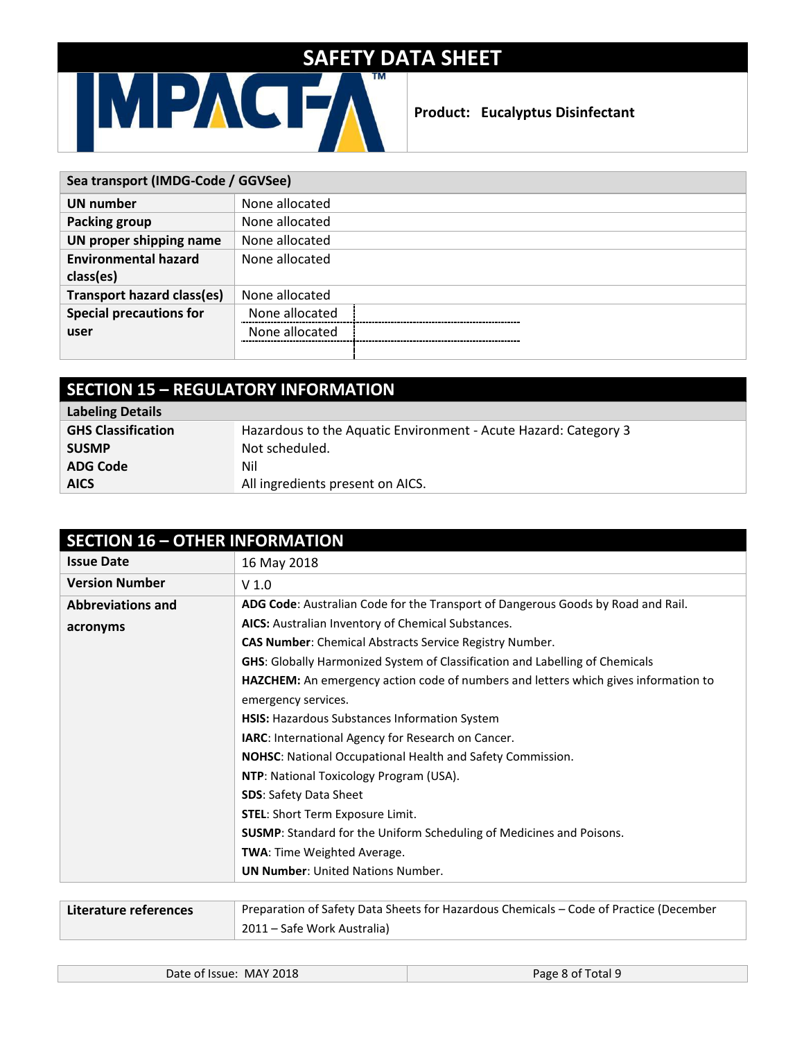| Sea transport (IMDG-Code / GGVSee) | |
|---|---|
| **UN number** | None allocated |
| **Packing group** | None allocated |
| **UN proper shipping name** | None allocated |
| **Environmental hazard class(es)** | None allocated |
| **Transport hazard class(es)** | None allocated |
| **Special precautions for user** | None allocated<br>None allocated |

## SECTION 15 – REGULATORY INFORMATION

| Labeling Details | |
|---|---|
| **GHS Classification** | Hazardous to the Aquatic Environment - Acute Hazard: Category 3 |
| **SUSMP** | Not scheduled. |
| **ADG Code** | Nil |
| **AICS** | All ingredients present on AICS. |

## SECTION 16 – OTHER INFORMATION

| | |
|---|---|
| **Issue Date** | 16 May 2018 |
| **Version Number** | V 1.0 |
| **Abbreviations and acronyms** | **ADG Code**: Australian Code for the Transport of Dangerous Goods by Road and Rail.<br>**AICS:** Australian Inventory of Chemical Substances.<br>**CAS Number**: Chemical Abstracts Service Registry Number.<br>**GHS**: Globally Harmonized System of Classification and Labelling of Chemicals<br>**HAZCHEM:** An emergency action code of numbers and letters which gives information to emergency services.<br>**HSIS:** Hazardous Substances Information System<br>**IARC**: International Agency for Research on Cancer.<br>**NOHSC**: National Occupational Health and Safety Commission.<br>**NTP**: National Toxicology Program (USA).<br>**SDS**: Safety Data Sheet<br>**STEL**: Short Term Exposure Limit.<br>**SUSMP**: Standard for the Uniform Scheduling of Medicines and Poisons.<br>**TWA**: Time Weighted Average.<br>**UN Number**: United Nations Number. |

| | |
|---|---|
| **Literature references** | Preparation of Safety Data Sheets for Hazardous Chemicals – Code of Practice (December 2011 – Safe Work Australia) |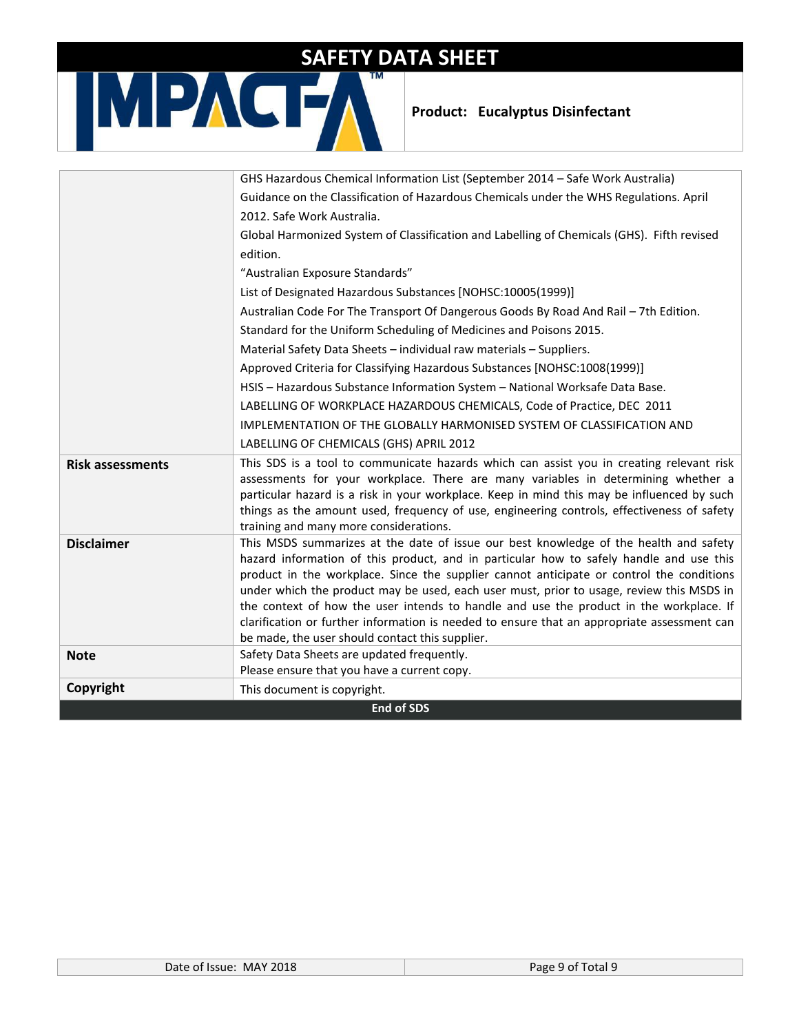| | |
|---|---|
| | GHS Hazardous Chemical Information List (September 2014 – Safe Work Australia)<br>Guidance on the Classification of Hazardous Chemicals under the WHS Regulations. April 2012. Safe Work Australia.<br>Global Harmonized System of Classification and Labelling of Chemicals (GHS). Fifth revised edition.<br>"Australian Exposure Standards"<br>List of Designated Hazardous Substances [NOHSC:10005(1999)]<br>Australian Code For The Transport Of Dangerous Goods By Road And Rail – 7th Edition.<br>Standard for the Uniform Scheduling of Medicines and Poisons 2015.<br>Material Safety Data Sheets – individual raw materials – Suppliers.<br>Approved Criteria for Classifying Hazardous Substances [NOHSC:1008(1999)]<br>HSIS – Hazardous Substance Information System – National Worksafe Data Base.<br>LABELLING OF WORKPLACE HAZARDOUS CHEMICALS, Code of Practice, DEC 2011<br>IMPLEMENTATION OF THE GLOBALLY HARMONISED SYSTEM OF CLASSIFICATION AND LABELLING OF CHEMICALS (GHS) APRIL 2012 |
| **Risk assessments** | This SDS is a tool to communicate hazards which can assist you in creating relevant risk assessments for your workplace. There are many variables in determining whether a particular hazard is a risk in your workplace. Keep in mind this may be influenced by such things as the amount used, frequency of use, engineering controls, effectiveness of safety training and many more considerations. |
| **Disclaimer** | This MSDS summarizes at the date of issue our best knowledge of the health and safety hazard information of this product, and in particular how to safely handle and use this product in the workplace. Since the supplier cannot anticipate or control the conditions under which the product may be used, each user must, prior to usage, review this MSDS in the context of how the user intends to handle and use the product in the workplace. If clarification or further information is needed to ensure that an appropriate assessment can be made, the user should contact this supplier. |
| **Note** | Safety Data Sheets are updated frequently.<br>Please ensure that you have a current copy. |
| **Copyright** | This document is copyright. |

**End of SDS**